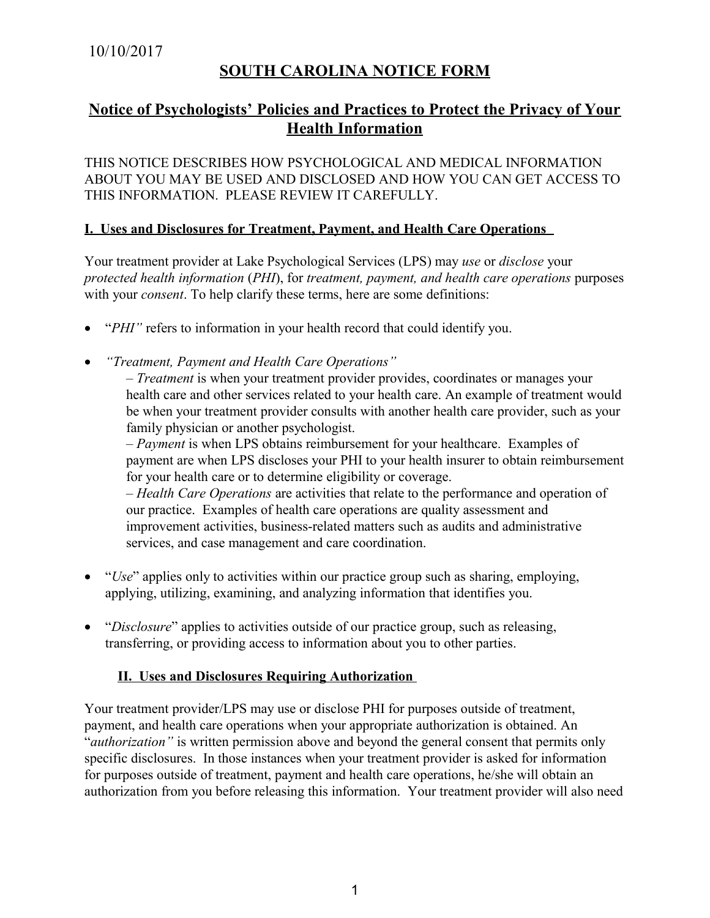10/10/2017

# SOUTH CAROLINA NOTICE FORM

## Notice of Psychologists' Policies and Practices to Protect the Privacy of Your Health Information

THIS NOTICE DESCRIBES HOW PSYCHOLOGICAL AND MEDICAL INFORMATION ABOUT YOU MAY BE USED AND DISCLOSED AND HOW YOU CAN GET ACCESS TO THIS INFORMATION. PLEASE REVIEW IT CAREFULLY.

### I. Uses and Disclosures for Treatment, Payment, and Health Care Operations

Your treatment provider at Lake Psychological Services (LPS) may *use* or *disclose* your *protected health information* (*PHI*), for *treatment, payment, and health care operations* purposes with your *consent*. To help clarify these terms, here are some definitions:

- "*PHI"* refers to information in your health record that could identify you.
- *"Treatment, Payment and Health Care Operations"*
  – *Treatment* is when your treatment provider provides, coordinates or manages your health care and other services related to your health care. An example of treatment would be when your treatment provider consults with another health care provider, such as your family physician or another psychologist.
  – *Payment* is when LPS obtains reimbursement for your healthcare. Examples of payment are when LPS discloses your PHI to your health insurer to obtain reimbursement for your health care or to determine eligibility or coverage.
  – *Health Care Operations* are activities that relate to the performance and operation of our practice. Examples of health care operations are quality assessment and improvement activities, business-related matters such as audits and administrative services, and case management and care coordination.
- "*Use*" applies only to activities within our practice group such as sharing, employing, applying, utilizing, examining, and analyzing information that identifies you.
- "*Disclosure*" applies to activities outside of our practice group, such as releasing, transferring, or providing access to information about you to other parties.

### II. Uses and Disclosures Requiring Authorization

Your treatment provider/LPS may use or disclose PHI for purposes outside of treatment, payment, and health care operations when your appropriate authorization is obtained. An "*authorization"* is written permission above and beyond the general consent that permits only specific disclosures. In those instances when your treatment provider is asked for information for purposes outside of treatment, payment and health care operations, he/she will obtain an authorization from you before releasing this information. Your treatment provider will also need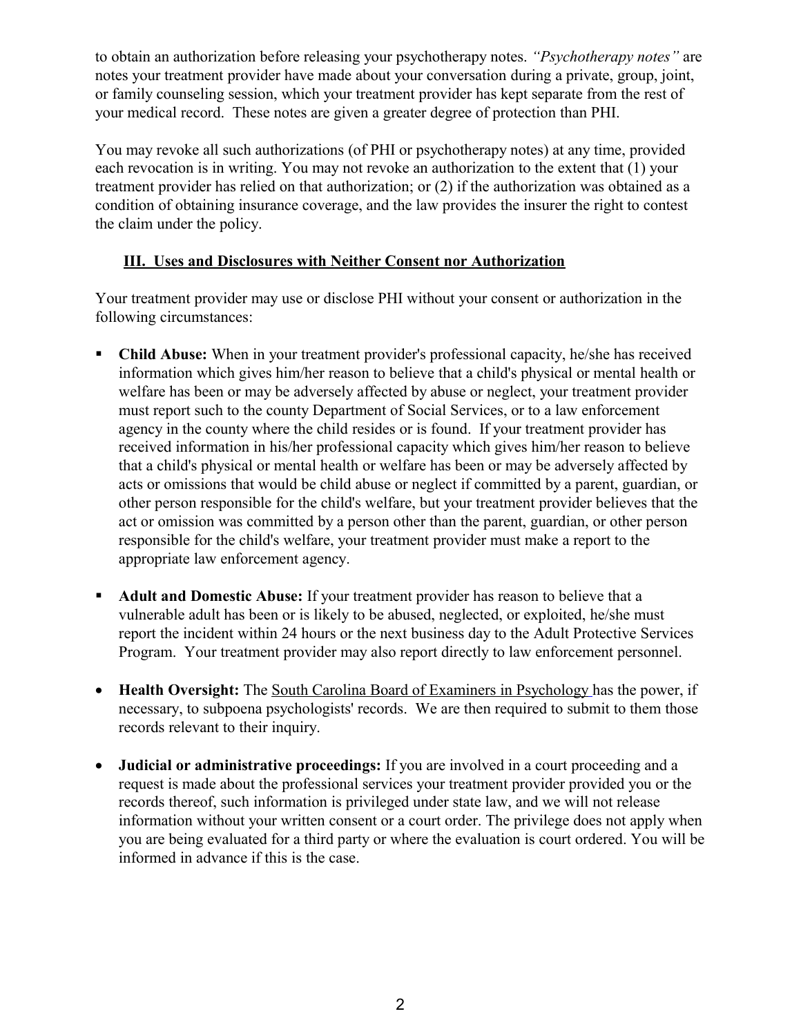to obtain an authorization before releasing your psychotherapy notes. *"Psychotherapy notes"* are notes your treatment provider have made about your conversation during a private, group, joint, or family counseling session, which your treatment provider has kept separate from the rest of your medical record. These notes are given a greater degree of protection than PHI.

You may revoke all such authorizations (of PHI or psychotherapy notes) at any time, provided each revocation is in writing. You may not revoke an authorization to the extent that (1) your treatment provider has relied on that authorization; or (2) if the authorization was obtained as a condition of obtaining insurance coverage, and the law provides the insurer the right to contest the claim under the policy.

## III. Uses and Disclosures with Neither Consent nor Authorization

Your treatment provider may use or disclose PHI without your consent or authorization in the following circumstances:

- **Child Abuse:** When in your treatment provider's professional capacity, he/she has received information which gives him/her reason to believe that a child's physical or mental health or welfare has been or may be adversely affected by abuse or neglect, your treatment provider must report such to the county Department of Social Services, or to a law enforcement agency in the county where the child resides or is found. If your treatment provider has received information in his/her professional capacity which gives him/her reason to believe that a child's physical or mental health or welfare has been or may be adversely affected by acts or omissions that would be child abuse or neglect if committed by a parent, guardian, or other person responsible for the child's welfare, but your treatment provider believes that the act or omission was committed by a person other than the parent, guardian, or other person responsible for the child's welfare, your treatment provider must make a report to the appropriate law enforcement agency.
- **Adult and Domestic Abuse:** If your treatment provider has reason to believe that a vulnerable adult has been or is likely to be abused, neglected, or exploited, he/she must report the incident within 24 hours or the next business day to the Adult Protective Services Program. Your treatment provider may also report directly to law enforcement personnel.
- **Health Oversight:** The South Carolina Board of Examiners in Psychology has the power, if necessary, to subpoena psychologists' records. We are then required to submit to them those records relevant to their inquiry.
- **Judicial or administrative proceedings:** If you are involved in a court proceeding and a request is made about the professional services your treatment provider provided you or the records thereof, such information is privileged under state law, and we will not release information without your written consent or a court order. The privilege does not apply when you are being evaluated for a third party or where the evaluation is court ordered. You will be informed in advance if this is the case.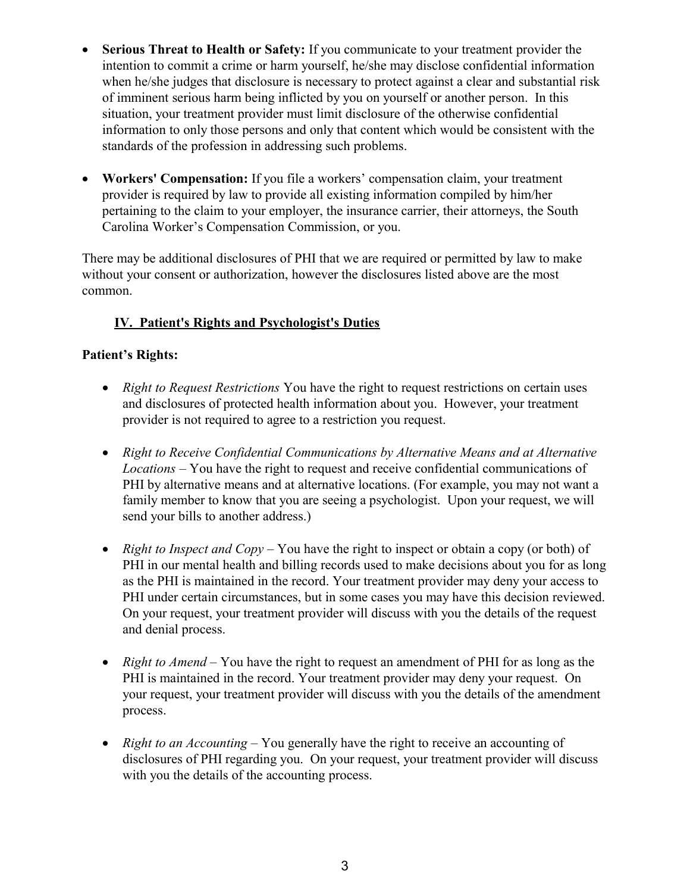- **Serious Threat to Health or Safety:** If you communicate to your treatment provider the intention to commit a crime or harm yourself, he/she may disclose confidential information when he/she judges that disclosure is necessary to protect against a clear and substantial risk of imminent serious harm being inflicted by you on yourself or another person. In this situation, your treatment provider must limit disclosure of the otherwise confidential information to only those persons and only that content which would be consistent with the standards of the profession in addressing such problems.

- **Workers' Compensation:** If you file a workers' compensation claim, your treatment provider is required by law to provide all existing information compiled by him/her pertaining to the claim to your employer, the insurance carrier, their attorneys, the South Carolina Worker's Compensation Commission, or you.

There may be additional disclosures of PHI that we are required or permitted by law to make without your consent or authorization, however the disclosures listed above are the most common.

## IV. Patient's Rights and Psychologist's Duties

**Patient's Rights:**

- *Right to Request Restrictions* You have the right to request restrictions on certain uses and disclosures of protected health information about you. However, your treatment provider is not required to agree to a restriction you request.

- *Right to Receive Confidential Communications by Alternative Means and at Alternative Locations* – You have the right to request and receive confidential communications of PHI by alternative means and at alternative locations. (For example, you may not want a family member to know that you are seeing a psychologist. Upon your request, we will send your bills to another address.)

- *Right to Inspect and Copy* – You have the right to inspect or obtain a copy (or both) of PHI in our mental health and billing records used to make decisions about you for as long as the PHI is maintained in the record. Your treatment provider may deny your access to PHI under certain circumstances, but in some cases you may have this decision reviewed. On your request, your treatment provider will discuss with you the details of the request and denial process.

- *Right to Amend* – You have the right to request an amendment of PHI for as long as the PHI is maintained in the record. Your treatment provider may deny your request. On your request, your treatment provider will discuss with you the details of the amendment process.

- *Right to an Accounting* – You generally have the right to receive an accounting of disclosures of PHI regarding you. On your request, your treatment provider will discuss with you the details of the accounting process.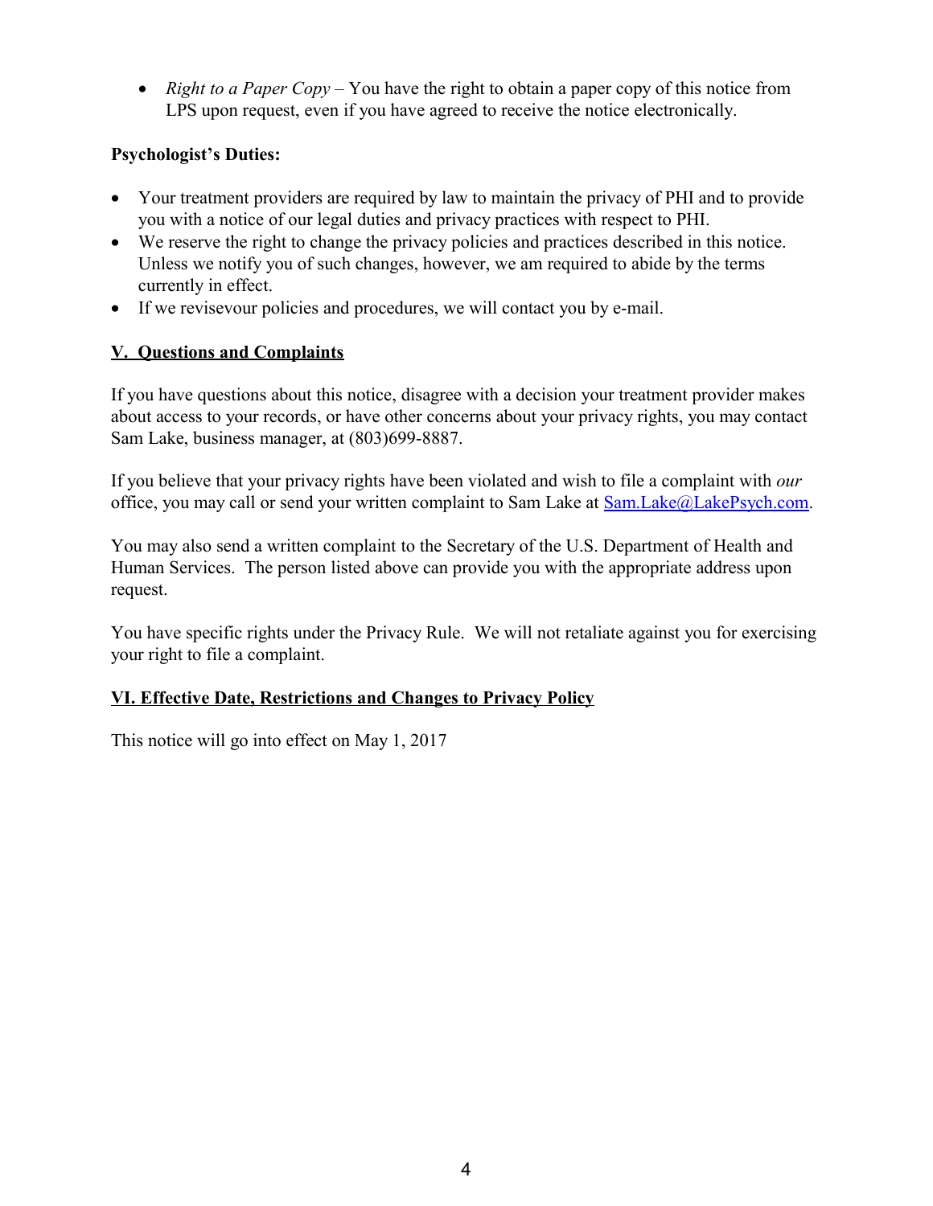- *Right to a Paper Copy* – You have the right to obtain a paper copy of this notice from LPS upon request, even if you have agreed to receive the notice electronically.

**Psychologist's Duties:**

- Your treatment providers are required by law to maintain the privacy of PHI and to provide you with a notice of our legal duties and privacy practices with respect to PHI.
- We reserve the right to change the privacy policies and practices described in this notice. Unless we notify you of such changes, however, we am required to abide by the terms currently in effect.
- If we revisevour policies and procedures, we will contact you by e-mail.

## V. Questions and Complaints

If you have questions about this notice, disagree with a decision your treatment provider makes about access to your records, or have other concerns about your privacy rights, you may contact Sam Lake, business manager, at (803)699-8887.

If you believe that your privacy rights have been violated and wish to file a complaint with *our* office, you may call or send your written complaint to Sam Lake at Sam.Lake@LakePsych.com.

You may also send a written complaint to the Secretary of the U.S. Department of Health and Human Services. The person listed above can provide you with the appropriate address upon request.

You have specific rights under the Privacy Rule. We will not retaliate against you for exercising your right to file a complaint.

## VI. Effective Date, Restrictions and Changes to Privacy Policy

This notice will go into effect on May 1, 2017